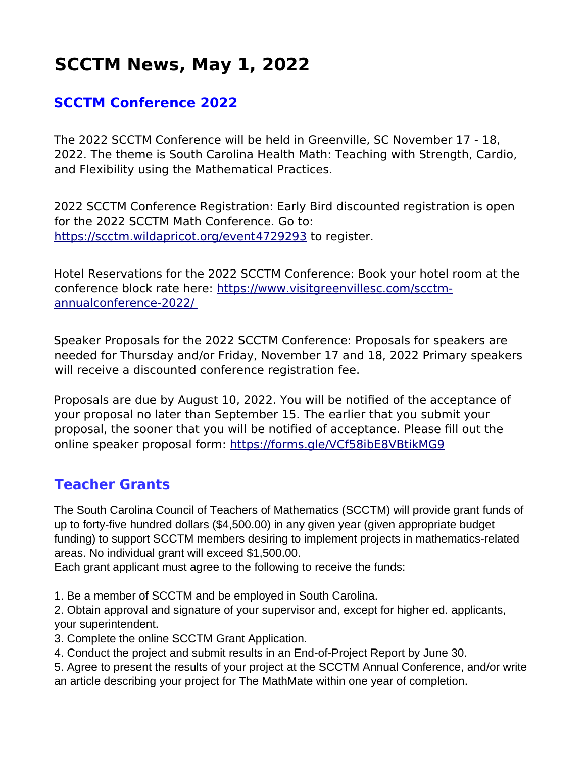# SCCTM News, May 1, 2022

## SCCTM Conference 2022

The 2022 SCCTM Conference will be held in Greenville, SC November 17 - 18, 2022. The theme is South Carolina Health Math: Teaching with Strength, Cardio, and Flexibility using the Mathematical Practices.

2022 SCCTM Conference Registration: Early Bird discounted registration is open for the 2022 SCCTM Math Conference. Go to: https://scctm.wildapricot.org/event4729293 to register.

Hotel Reservations for the 2022 SCCTM Conference: Book your hotel room at the conference block rate here: https://www.visitgreenvillesc.com/scctm-annualconference-2022/

Speaker Proposals for the 2022 SCCTM Conference: Proposals for speakers are needed for Thursday and/or Friday, November 17 and 18, 2022 Primary speakers will receive a discounted conference registration fee.

Proposals are due by August 10, 2022. You will be notified of the acceptance of your proposal no later than September 15. The earlier that you submit your proposal, the sooner that you will be notified of acceptance. Please fill out the online speaker proposal form: https://forms.gle/VCf58ibE8VBtikMG9

## Teacher Grants

The South Carolina Council of Teachers of Mathematics (SCCTM) will provide grant funds of up to forty-five hundred dollars ($4,500.00) in any given year (given appropriate budget funding) to support SCCTM members desiring to implement projects in mathematics-related areas. No individual grant will exceed $1,500.00.
Each grant applicant must agree to the following to receive the funds:

1. Be a member of SCCTM and be employed in South Carolina.
2. Obtain approval and signature of your supervisor and, except for higher ed. applicants, your superintendent.
3. Complete the online SCCTM Grant Application.
4. Conduct the project and submit results in an End-of-Project Report by June 30.
5. Agree to present the results of your project at the SCCTM Annual Conference, and/or write an article describing your project for The MathMate within one year of completion.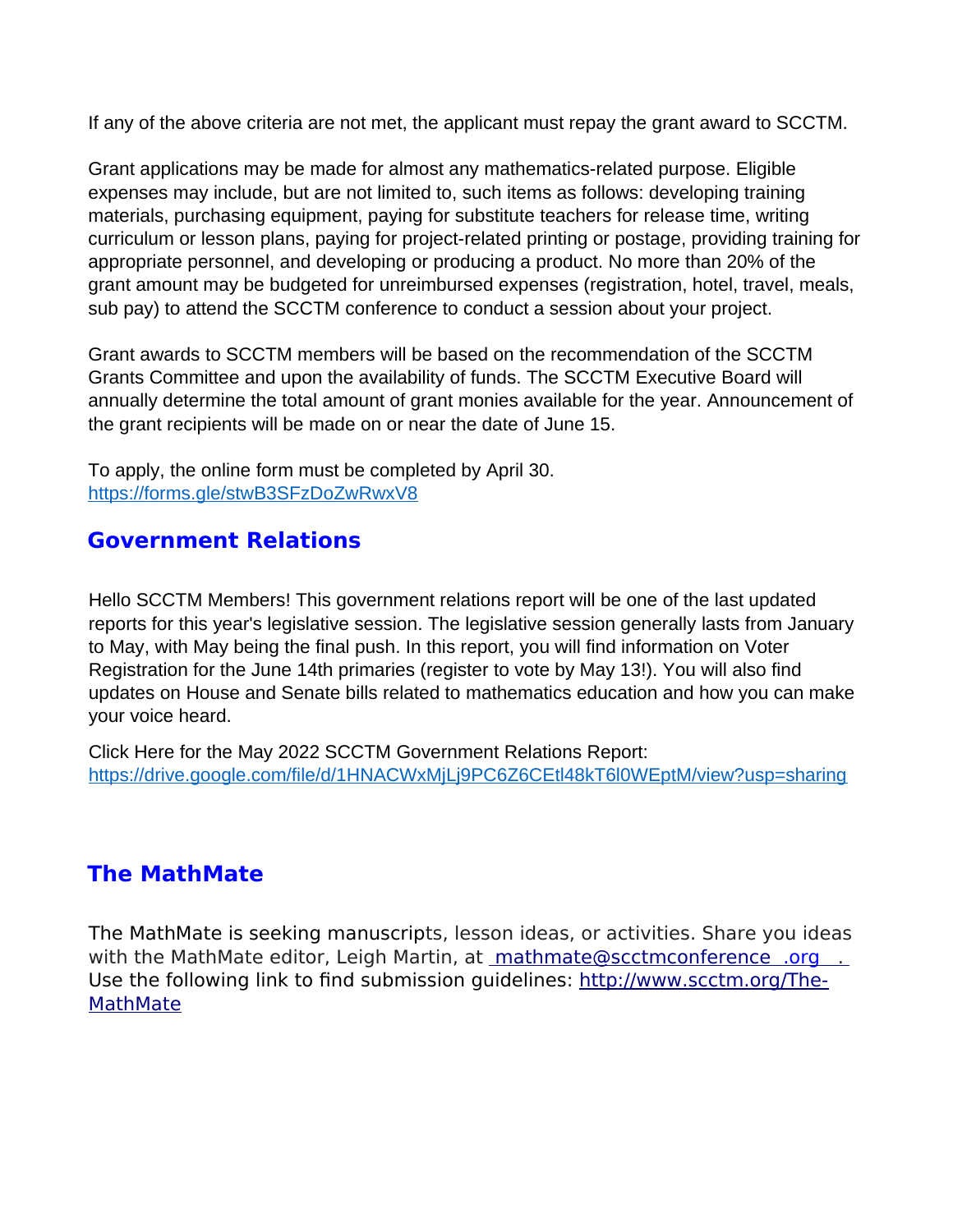If any of the above criteria are not met, the applicant must repay the grant award to SCCTM.

Grant applications may be made for almost any mathematics-related purpose. Eligible expenses may include, but are not limited to, such items as follows: developing training materials, purchasing equipment, paying for substitute teachers for release time, writing curriculum or lesson plans, paying for project-related printing or postage, providing training for appropriate personnel, and developing or producing a product. No more than 20% of the grant amount may be budgeted for unreimbursed expenses (registration, hotel, travel, meals, sub pay) to attend the SCCTM conference to conduct a session about your project.

Grant awards to SCCTM members will be based on the recommendation of the SCCTM Grants Committee and upon the availability of funds. The SCCTM Executive Board will annually determine the total amount of grant monies available for the year. Announcement of the grant recipients will be made on or near the date of June 15.

To apply, the online form must be completed by April 30.
https://forms.gle/stwB3SFzDoZwRwxV8

## Government Relations

Hello SCCTM Members! This government relations report will be one of the last updated reports for this year's legislative session. The legislative session generally lasts from January to May, with May being the final push. In this report, you will find information on Voter Registration for the June 14th primaries (register to vote by May 13!). You will also find updates on House and Senate bills related to mathematics education and how you can make your voice heard.

Click Here for the May 2022 SCCTM Government Relations Report:
https://drive.google.com/file/d/1HNACWxMjLj9PC6Z6CEtl48kT6l0WEptM/view?usp=sharing

## The MathMate

The MathMate is seeking manuscripts, lesson ideas, or activities. Share you ideas with the MathMate editor, Leigh Martin, at mathmate@scctmconference.org. Use the following link to find submission guidelines: http://www.scctm.org/The-MathMate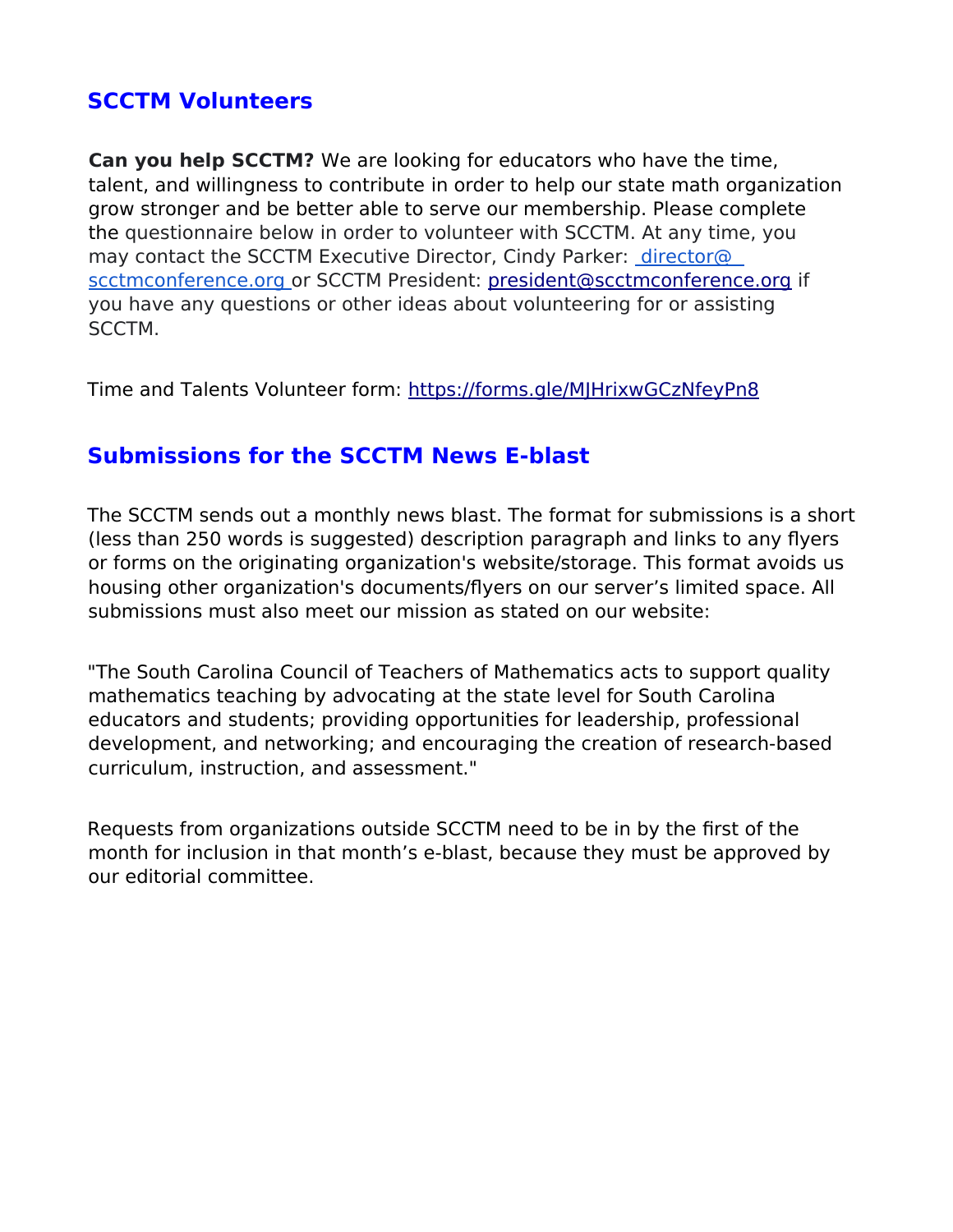## SCCTM Volunteers

**Can you help SCCTM?** We are looking for educators who have the time, talent, and willingness to contribute in order to help our state math organization grow stronger and be better able to serve our membership. Please complete the questionnaire below in order to volunteer with SCCTM. At any time, you may contact the SCCTM Executive Director, Cindy Parker: director@scctmconference.org or SCCTM President: president@scctmconference.org if you have any questions or other ideas about volunteering for or assisting SCCTM.

Time and Talents Volunteer form: https://forms.gle/MJHrixwGCzNfeyPn8

## Submissions for the SCCTM News E-blast

The SCCTM sends out a monthly news blast. The format for submissions is a short (less than 250 words is suggested) description paragraph and links to any flyers or forms on the originating organization's website/storage. This format avoids us housing other organization's documents/flyers on our server's limited space. All submissions must also meet our mission as stated on our website:

"The South Carolina Council of Teachers of Mathematics acts to support quality mathematics teaching by advocating at the state level for South Carolina educators and students; providing opportunities for leadership, professional development, and networking; and encouraging the creation of research-based curriculum, instruction, and assessment."

Requests from organizations outside SCCTM need to be in by the first of the month for inclusion in that month's e-blast, because they must be approved by our editorial committee.